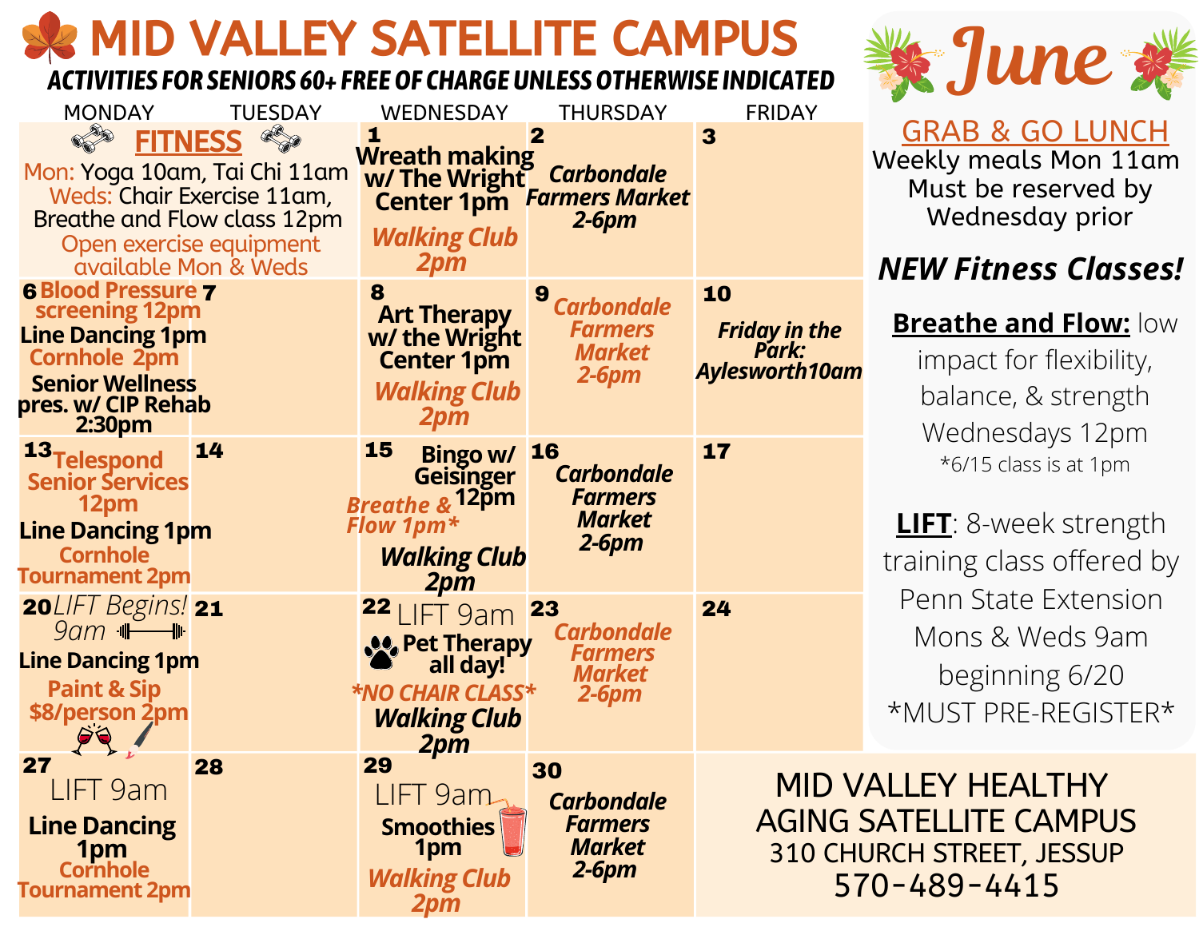# MID VALLEY SATELLITE CAMPUS

**ACTIVITIES FOR SENIORS 60+ FREE OF CHARGE UNLESS OTHERWISE INDICATED**

# June

| MONDAY | TUESDAY | WEDNESDAY | THURSDAY | FRIDAY |
|---|---|---|---|---|
| **FITNESS** Mon: Yoga 10am, Tai Chi 11am; Weds: Chair Exercise 11am, Breathe and Flow class 12pm; Open exercise equipment available Mon & Weds | | **1** Wreath making w/ The Wright Center 1pm; *Walking Club 2pm* | **2** *Carbondale Farmers Market 2-6pm* | **3** |
| **6** Blood Pressure screening 12pm; Line Dancing 1pm; Cornhole 2pm; Senior Wellness pres. w/ CIP Rehab 2:30pm | **7** | **8** Art Therapy w/ the Wright Center 1pm; *Walking Club 2pm* | **9** *Carbondale Farmers Market 2-6pm* | **10** *Friday in the Park: Aylesworth10am* |
| **13** Telespond Senior Services 12pm; Line Dancing 1pm; Cornhole Tournament 2pm | **14** | **15** Bingo w/ Geisinger 12pm; *Breathe & Flow 1pm**; *Walking Club 2pm* | **16** *Carbondale Farmers Market 2-6pm* | **17** |
| **20** *LIFT Begins! 9am*; Line Dancing 1pm; Paint & Sip $8/person 2pm | **21** | **22** LIFT 9am; Pet Therapy all day!; **NO CHAIR CLASS*; *Walking Club 2pm* | **23** *Carbondale Farmers Market 2-6pm* | **24** |
| **27** LIFT 9am; Line Dancing 1pm; Cornhole Tournament 2pm | **28** | **29** LIFT 9am; Smoothies 1pm; *Walking Club 2pm* | **30** *Carbondale Farmers Market 2-6pm* | |

## GRAB & GO LUNCH

Weekly meals Mon 11am
Must be reserved by Wednesday prior

## *NEW Fitness Classes!*

**Breathe and Flow:** low impact for flexibility, balance, & strength Wednesdays 12pm
*6/15 class is at 1pm

**LIFT**: 8-week strength training class offered by Penn State Extension Mons & Weds 9am beginning 6/20
*MUST PRE-REGISTER*

MID VALLEY HEALTHY AGING SATELLITE CAMPUS
310 CHURCH STREET, JESSUP
570-489-4415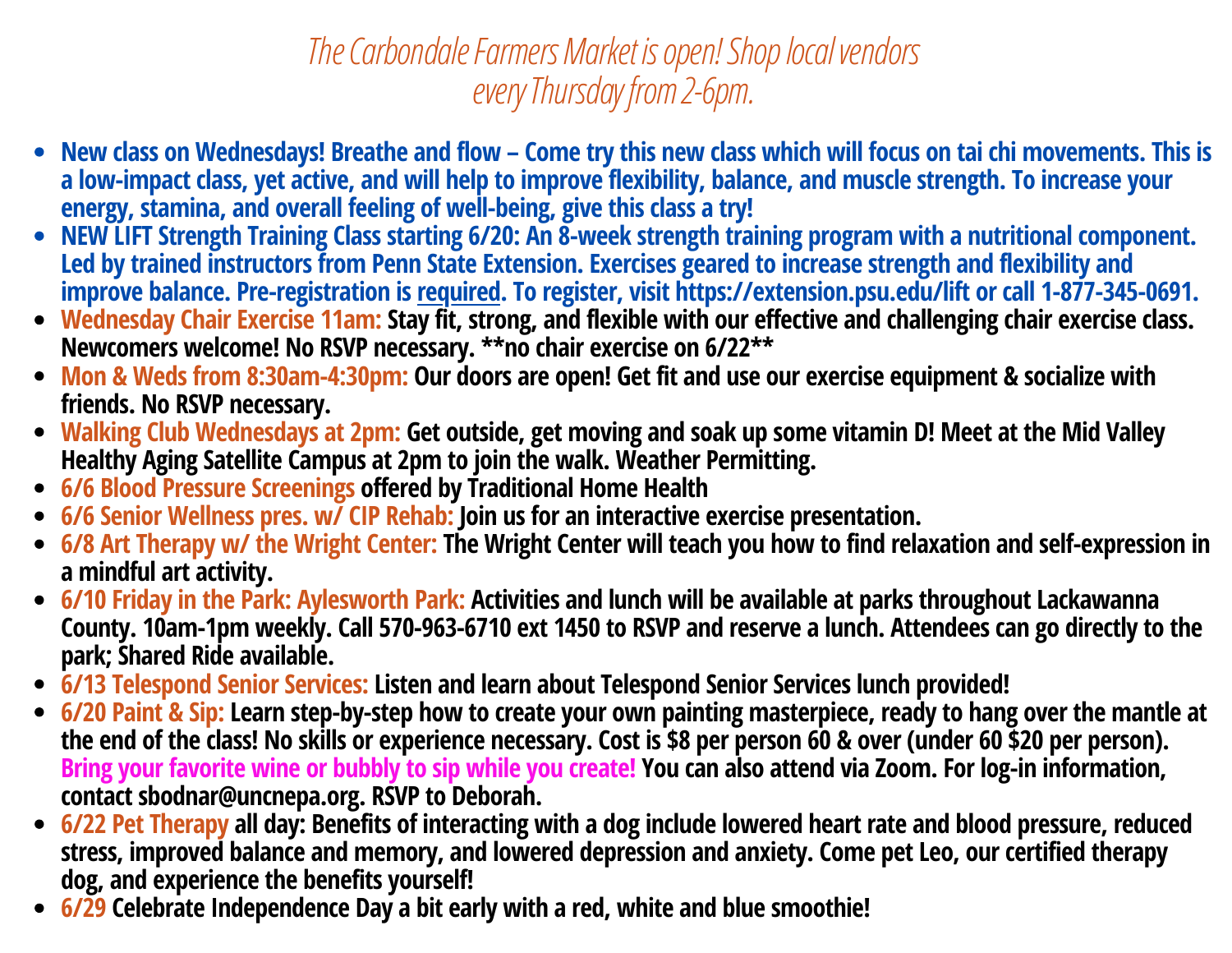*The Carbondale Farmers Market is open! Shop local vendors every Thursday from 2-6pm.*

- **New class on Wednesdays! Breathe and flow – Come try this new class which will focus on tai chi movements. This is a low-impact class, yet active, and will help to improve flexibility, balance, and muscle strength. To increase your energy, stamina, and overall feeling of well-being, give this class a try!**
- **NEW LIFT Strength Training Class starting 6/20: An 8-week strength training program with a nutritional component. Led by trained instructors from Penn State Extension. Exercises geared to increase strength and flexibility and improve balance. Pre-registration is required. To register, visit https://extension.psu.edu/lift or call 1-877-345-0691.**
- **Wednesday Chair Exercise 11am:** Stay fit, strong, and flexible with our effective and challenging chair exercise class. Newcomers welcome! No RSVP necessary. **no chair exercise on 6/22**
- **Mon & Weds from 8:30am-4:30pm:** Our doors are open! Get fit and use our exercise equipment & socialize with friends. No RSVP necessary.
- **Walking Club Wednesdays at 2pm:** Get outside, get moving and soak up some vitamin D! Meet at the Mid Valley Healthy Aging Satellite Campus at 2pm to join the walk. Weather Permitting.
- **6/6 Blood Pressure Screenings** offered by Traditional Home Health
- **6/6 Senior Wellness pres. w/ CIP Rehab:** Join us for an interactive exercise presentation.
- **6/8 Art Therapy w/ the Wright Center:** The Wright Center will teach you how to find relaxation and self-expression in a mindful art activity.
- **6/10 Friday in the Park: Aylesworth Park:** Activities and lunch will be available at parks throughout Lackawanna County. 10am-1pm weekly. Call 570-963-6710 ext 1450 to RSVP and reserve a lunch. Attendees can go directly to the park; Shared Ride available.
- **6/13 Telespond Senior Services:** Listen and learn about Telespond Senior Services lunch provided!
- **6/20 Paint & Sip:** Learn step-by-step how to create your own painting masterpiece, ready to hang over the mantle at the end of the class! No skills or experience necessary. Cost is $8 per person 60 & over (under 60 $20 per person). **Bring your favorite wine or bubbly to sip while you create!** You can also attend via Zoom. For log-in information, contact sbodnar@uncnepa.org. RSVP to Deborah.
- **6/22 Pet Therapy** all day: Benefits of interacting with a dog include lowered heart rate and blood pressure, reduced stress, improved balance and memory, and lowered depression and anxiety. Come pet Leo, our certified therapy dog, and experience the benefits yourself!
- **6/29** Celebrate Independence Day a bit early with a red, white and blue smoothie!